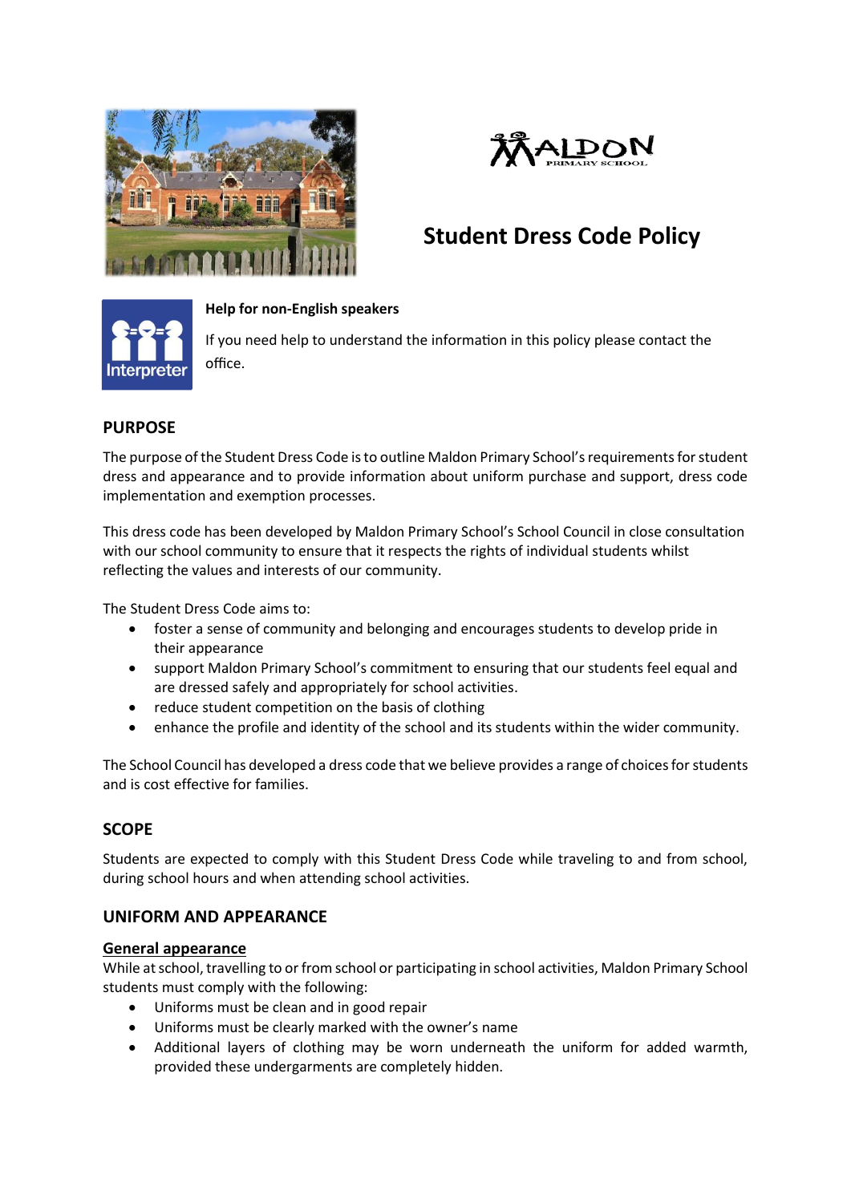# Student Dress Code Policy

**Help for non-English speakers**

If you need help to understand the information in this policy please contact the office.

## PURPOSE

The purpose of the Student Dress Code is to outline Maldon Primary School's requirements for student dress and appearance and to provide information about uniform purchase and support, dress code implementation and exemption processes.

This dress code has been developed by Maldon Primary School's School Council in close consultation with our school community to ensure that it respects the rights of individual students whilst reflecting the values and interests of our community.

The Student Dress Code aims to:

- foster a sense of community and belonging and encourages students to develop pride in their appearance
- support Maldon Primary School's commitment to ensuring that our students feel equal and are dressed safely and appropriately for school activities.
- reduce student competition on the basis of clothing
- enhance the profile and identity of the school and its students within the wider community.

The School Council has developed a dress code that we believe provides a range of choices for students and is cost effective for families.

## SCOPE

Students are expected to comply with this Student Dress Code while traveling to and from school, during school hours and when attending school activities.

## UNIFORM AND APPEARANCE

### General appearance

While at school, travelling to or from school or participating in school activities, Maldon Primary School students must comply with the following:

- Uniforms must be clean and in good repair
- Uniforms must be clearly marked with the owner's name
- Additional layers of clothing may be worn underneath the uniform for added warmth, provided these undergarments are completely hidden.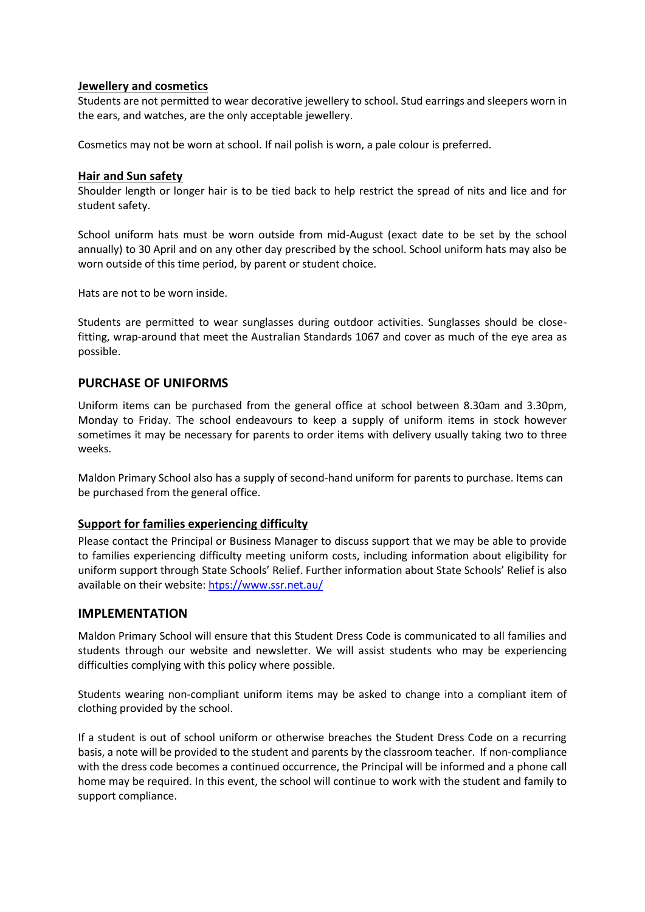### Jewellery and cosmetics

Students are not permitted to wear decorative jewellery to school. Stud earrings and sleepers worn in the ears, and watches, are the only acceptable jewellery.

Cosmetics may not be worn at school. If nail polish is worn, a pale colour is preferred.

### Hair and Sun safety

Shoulder length or longer hair is to be tied back to help restrict the spread of nits and lice and for student safety.

School uniform hats must be worn outside from mid-August (exact date to be set by the school annually) to 30 April and on any other day prescribed by the school. School uniform hats may also be worn outside of this time period, by parent or student choice.

Hats are not to be worn inside.

Students are permitted to wear sunglasses during outdoor activities. Sunglasses should be close-fitting, wrap-around that meet the Australian Standards 1067 and cover as much of the eye area as possible.

## PURCHASE OF UNIFORMS

Uniform items can be purchased from the general office at school between 8.30am and 3.30pm, Monday to Friday. The school endeavours to keep a supply of uniform items in stock however sometimes it may be necessary for parents to order items with delivery usually taking two to three weeks.

Maldon Primary School also has a supply of second-hand uniform for parents to purchase. Items can be purchased from the general office.

### Support for families experiencing difficulty

Please contact the Principal or Business Manager to discuss support that we may be able to provide to families experiencing difficulty meeting uniform costs, including information about eligibility for uniform support through State Schools' Relief. Further information about State Schools' Relief is also available on their website: [htps://www.ssr.net.au/](htps://www.ssr.net.au/)

## IMPLEMENTATION

Maldon Primary School will ensure that this Student Dress Code is communicated to all families and students through our website and newsletter. We will assist students who may be experiencing difficulties complying with this policy where possible.

Students wearing non-compliant uniform items may be asked to change into a compliant item of clothing provided by the school.

If a student is out of school uniform or otherwise breaches the Student Dress Code on a recurring basis, a note will be provided to the student and parents by the classroom teacher. If non-compliance with the dress code becomes a continued occurrence, the Principal will be informed and a phone call home may be required. In this event, the school will continue to work with the student and family to support compliance.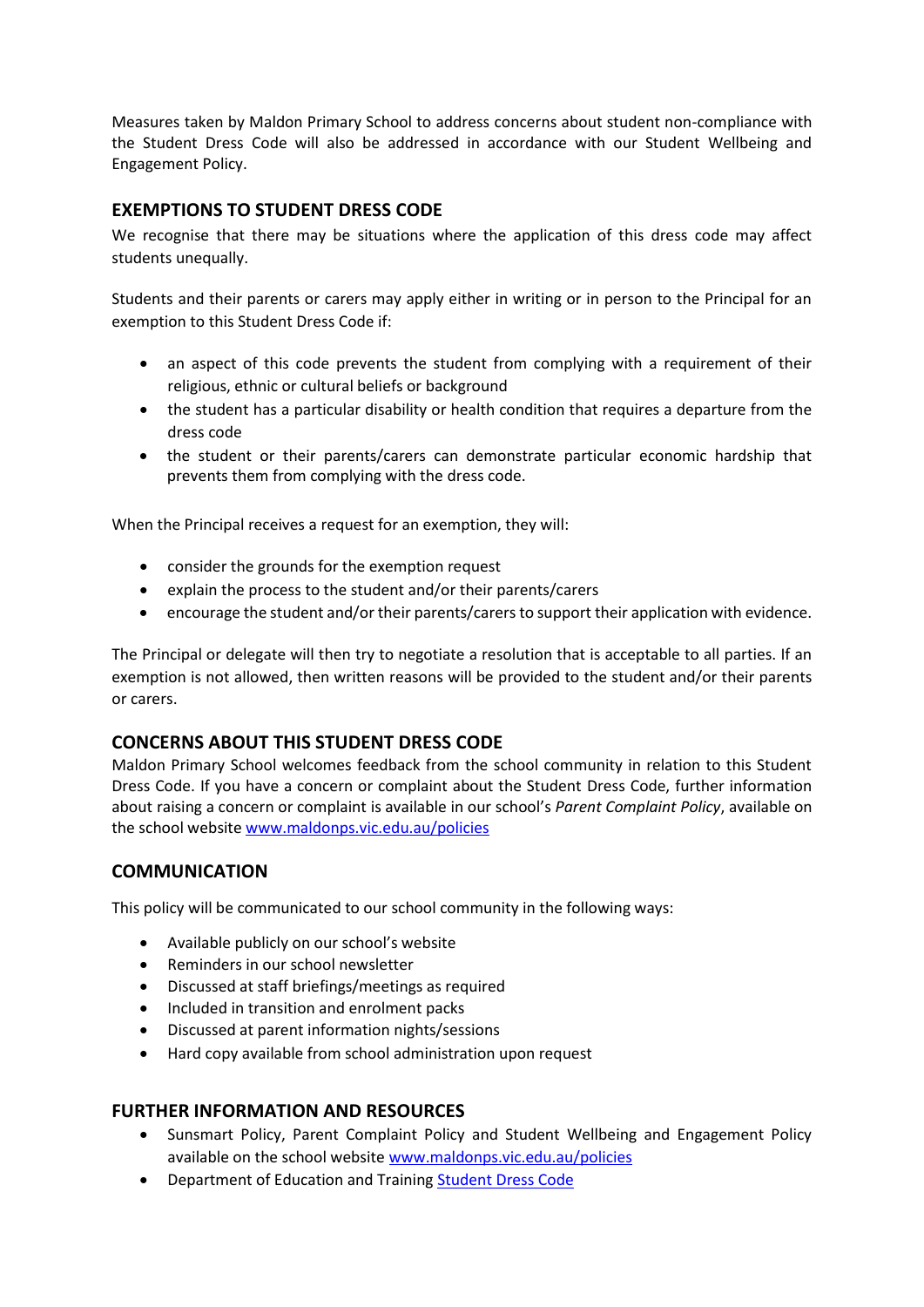Measures taken by Maldon Primary School to address concerns about student non-compliance with the Student Dress Code will also be addressed in accordance with our Student Wellbeing and Engagement Policy.

## EXEMPTIONS TO STUDENT DRESS CODE

We recognise that there may be situations where the application of this dress code may affect students unequally.

Students and their parents or carers may apply either in writing or in person to the Principal for an exemption to this Student Dress Code if:

- an aspect of this code prevents the student from complying with a requirement of their religious, ethnic or cultural beliefs or background
- the student has a particular disability or health condition that requires a departure from the dress code
- the student or their parents/carers can demonstrate particular economic hardship that prevents them from complying with the dress code.

When the Principal receives a request for an exemption, they will:

- consider the grounds for the exemption request
- explain the process to the student and/or their parents/carers
- encourage the student and/or their parents/carers to support their application with evidence.

The Principal or delegate will then try to negotiate a resolution that is acceptable to all parties. If an exemption is not allowed, then written reasons will be provided to the student and/or their parents or carers.

## CONCERNS ABOUT THIS STUDENT DRESS CODE

Maldon Primary School welcomes feedback from the school community in relation to this Student Dress Code. If you have a concern or complaint about the Student Dress Code, further information about raising a concern or complaint is available in our school's *Parent Complaint Policy*, available on the school website [www.maldonps.vic.edu.au/policies](www.maldonps.vic.edu.au/policies)

## COMMUNICATION

This policy will be communicated to our school community in the following ways:

- Available publicly on our school's website
- Reminders in our school newsletter
- Discussed at staff briefings/meetings as required
- Included in transition and enrolment packs
- Discussed at parent information nights/sessions
- Hard copy available from school administration upon request

## FURTHER INFORMATION AND RESOURCES

- Sunsmart Policy, Parent Complaint Policy and Student Wellbeing and Engagement Policy available on the school website [www.maldonps.vic.edu.au/policies](www.maldonps.vic.edu.au/policies)
- Department of Education and Training Student Dress Code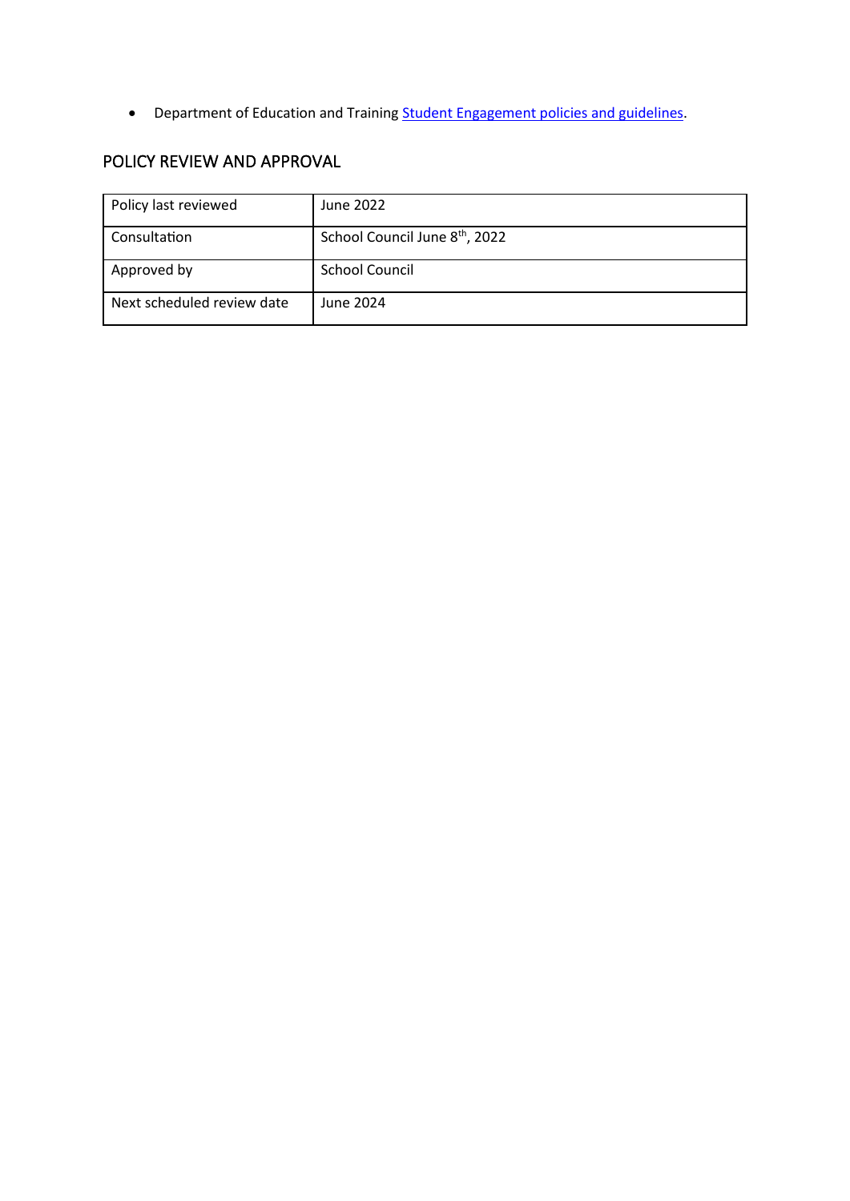- Department of Education and Training [Student Engagement policies and guidelines](#).

## POLICY REVIEW AND APPROVAL

| Policy last reviewed | June 2022 |
|---|---|
| Consultation | School Council June 8th, 2022 |
| Approved by | School Council |
| Next scheduled review date | June 2024 |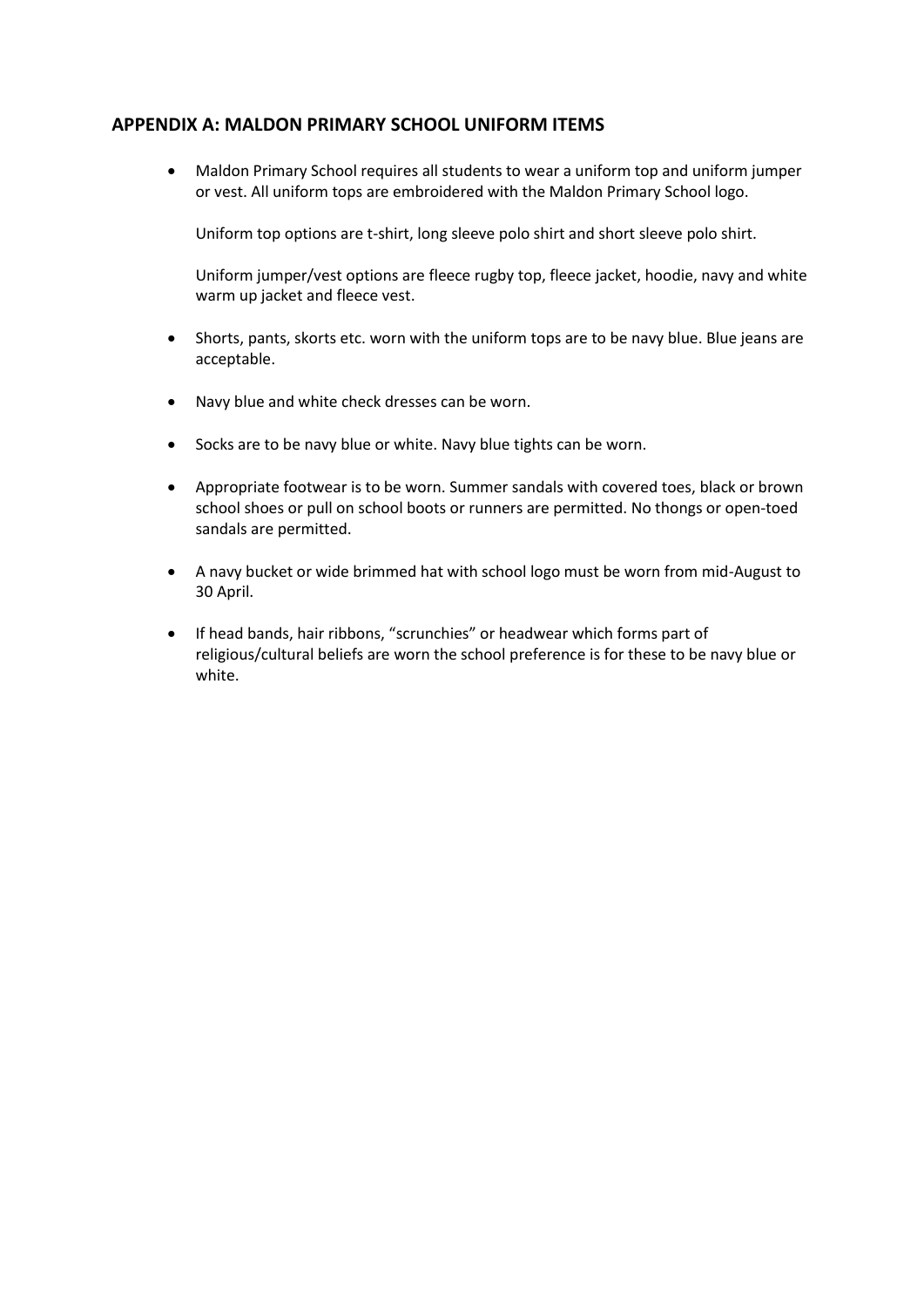## APPENDIX A: MALDON PRIMARY SCHOOL UNIFORM ITEMS

- Maldon Primary School requires all students to wear a uniform top and uniform jumper or vest. All uniform tops are embroidered with the Maldon Primary School logo.

  Uniform top options are t-shirt, long sleeve polo shirt and short sleeve polo shirt.

  Uniform jumper/vest options are fleece rugby top, fleece jacket, hoodie, navy and white warm up jacket and fleece vest.

- Shorts, pants, skorts etc. worn with the uniform tops are to be navy blue. Blue jeans are acceptable.

- Navy blue and white check dresses can be worn.

- Socks are to be navy blue or white. Navy blue tights can be worn.

- Appropriate footwear is to be worn. Summer sandals with covered toes, black or brown school shoes or pull on school boots or runners are permitted. No thongs or open-toed sandals are permitted.

- A navy bucket or wide brimmed hat with school logo must be worn from mid-August to 30 April.

- If head bands, hair ribbons, "scrunchies" or headwear which forms part of religious/cultural beliefs are worn the school preference is for these to be navy blue or white.